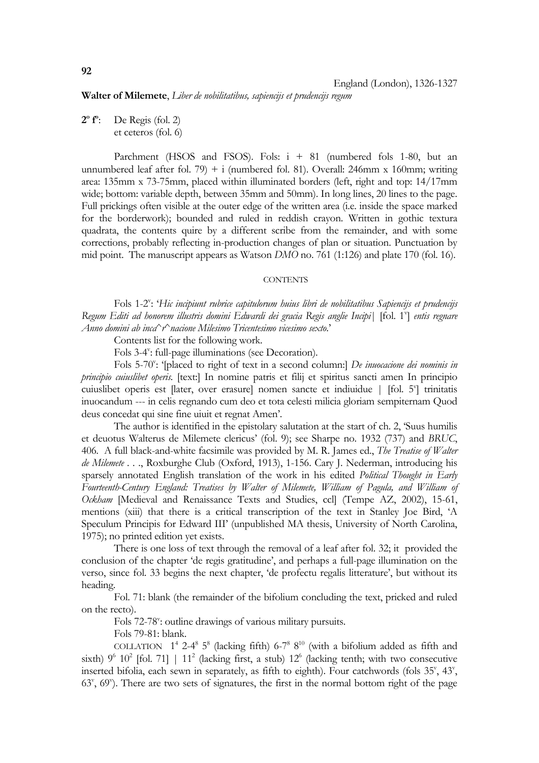England (London), 1326-1327

**Walter of Milemete**, *Liber de nobilitatibus, sapiencijs et prudencijs regum*

**2º fº**: De Regis (fol. 2)
et ceteros (fol. 6)

Parchment (HSOS and FSOS). Fols: i + 81 (numbered fols 1-80, but an unnumbered leaf after fol. 79) + i (numbered fol. 81). Overall: 246mm x 160mm; writing area: 135mm x 73-75mm, placed within illuminated borders (left, right and top: 14/17mm wide; bottom: variable depth, between 35mm and 50mm). In long lines, 20 lines to the page. Full prickings often visible at the outer edge of the written area (i.e. inside the space marked for the borderwork); bounded and ruled in reddish crayon. Written in gothic textura quadrata, the contents quire by a different scribe from the remainder, and with some corrections, probably reflecting in-production changes of plan or situation. Punctuation by mid point. The manuscript appears as Watson *DMO* no. 761 (1:126) and plate 170 (fol. 16).

CONTENTS

Fols 1-2v: '*Hic incipiunt rubrice capitulorum huius libri de nobilitatibus Sapiencijs et prudencijs Regum Editi ad honorem illustris domini Edwardi dei gracia Regis anglie Incipi|* [fol. 1v] *entis regnare Anno domini ab inca^r^nacione Milesimo Tricentesimo vicesimo sexto*.'

Contents list for the following work.

Fols 3-4v: full-page illuminations (see Decoration).

Fols 5-70v: '[placed to right of text in a second column:] *De inuocacione dei nominis in principio cuiuslibet operis*. [text:] In nomine patris et filij et spiritus sancti amen In principio cuiuslibet operis est [later, over erasure] nomen sancte et indiuidue | [fol. 5v] trinitatis inuocandum --- in celis regnando cum deo et tota celesti milicia gloriam sempiternam Quod deus concedat qui sine fine uiuit et regnat Amen'.

The author is identified in the epistolary salutation at the start of ch. 2, 'Suus humilis et deuotus Walterus de Milemete clericus' (fol. 9); see Sharpe no. 1932 (737) and *BRUC*, 406. A full black-and-white facsimile was provided by M. R. James ed., *The Treatise of Walter de Milemete . . .*, Roxburghe Club (Oxford, 1913), 1-156. Cary J. Nederman, introducing his sparsely annotated English translation of the work in his edited *Political Thought in Early Fourteenth-Century England: Treatises by Walter of Milemete, William of Pagula, and William of Ockham* [Medieval and Renaissance Texts and Studies, ccl] (Tempe AZ, 2002), 15-61, mentions (xiii) that there is a critical transcription of the text in Stanley Joe Bird, 'A Speculum Principis for Edward III' (unpublished MA thesis, University of North Carolina, 1975); no printed edition yet exists.

There is one loss of text through the removal of a leaf after fol. 32; it provided the conclusion of the chapter 'de regis gratitudine', and perhaps a full-page illumination on the verso, since fol. 33 begins the next chapter, 'de profectu regalis litterature', but without its heading.

Fol. 71: blank (the remainder of the bifolium concluding the text, pricked and ruled on the recto).

Fols 72-78v: outline drawings of various military pursuits.

Fols 79-81: blank.

COLLATION $1^4$ $2\text{-}4^8$ $5^8$ (lacking fifth) $6\text{-}7^8$ $8^{10}$ (with a bifolium added as fifth and sixth) $9^6$ $10^2$ [fol. 71] | $11^2$ (lacking first, a stub) $12^6$ (lacking tenth; with two consecutive inserted bifolia, each sewn in separately, as fifth to eighth). Four catchwords (fols 35v, 43v, 63v, 69v). There are two sets of signatures, the first in the normal bottom right of the page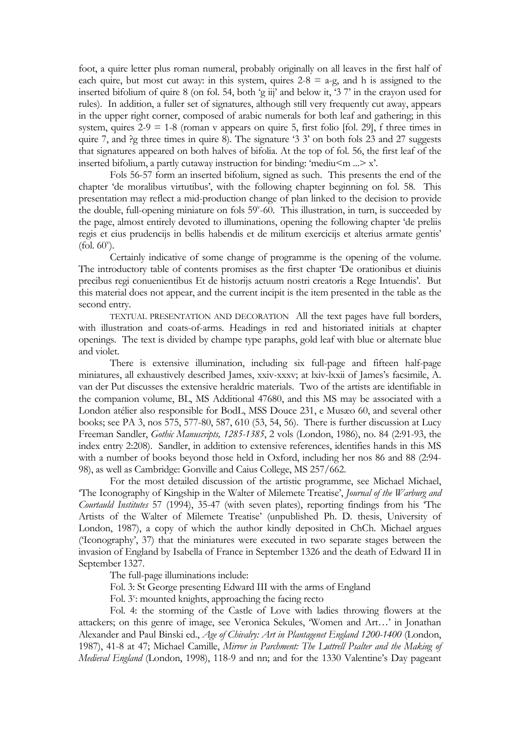foot, a quire letter plus roman numeral, probably originally on all leaves in the first half of each quire, but most cut away: in this system, quires 2-8 = a-g, and h is assigned to the inserted bifolium of quire 8 (on fol. 54, both 'g iij' and below it, '3 7' in the crayon used for rules). In addition, a fuller set of signatures, although still very frequently cut away, appears in the upper right corner, composed of arabic numerals for both leaf and gathering; in this system, quires 2-9 = 1-8 (roman v appears on quire 5, first folio [fol. 29], f three times in quire 7, and ?g three times in quire 8). The signature '3 3' on both fols 23 and 27 suggests that signatures appeared on both halves of bifolia. At the top of fol. 56, the first leaf of the inserted bifolium, a partly cutaway instruction for binding: 'mediu<m ...> x'.

Fols 56-57 form an inserted bifolium, signed as such. This presents the end of the chapter 'de moralibus virtutibus', with the following chapter beginning on fol. 58. This presentation may reflect a mid-production change of plan linked to the decision to provide the double, full-opening miniature on fols 59v-60. This illustration, in turn, is succeeded by the page, almost entirely devoted to illuminations, opening the following chapter 'de preliis regis et eius prudencijs in bellis habendis et de militum exercicijs et alterius armate gentis' (fol. 60v).

Certainly indicative of some change of programme is the opening of the volume. The introductory table of contents promises as the first chapter 'De orationibus et diuinis precibus regi conuenientibus Et de historijs actuum nostri creatoris a Rege Intuendis'. But this material does not appear, and the current incipit is the item presented in the table as the second entry.

TEXTUAL PRESENTATION AND DECORATION All the text pages have full borders, with illustration and coats-of-arms. Headings in red and historiated initials at chapter openings. The text is divided by champe type paraphs, gold leaf with blue or alternate blue and violet.

There is extensive illumination, including six full-page and fifteen half-page miniatures, all exhaustively described James, xxiv-xxxv; at lxiv-lxxii of James's facsimile, A. van der Put discusses the extensive heraldric materials. Two of the artists are identifiable in the companion volume, BL, MS Additional 47680, and this MS may be associated with a London atélier also responsible for BodL, MSS Douce 231, e Musæo 60, and several other books; see PA 3, nos 575, 577-80, 587, 610 (53, 54, 56). There is further discussion at Lucy Freeman Sandler, *Gothic Manuscripts, 1285-1385*, 2 vols (London, 1986), no. 84 (2:91-93, the index entry 2:208). Sandler, in addition to extensive references, identifies hands in this MS with a number of books beyond those held in Oxford, including her nos 86 and 88 (2:94-98), as well as Cambridge: Gonville and Caius College, MS 257/662.

For the most detailed discussion of the artistic programme, see Michael Michael, 'The Iconography of Kingship in the Walter of Milemete Treatise', *Journal of the Warburg and Courtauld Institutes* 57 (1994), 35-47 (with seven plates), reporting findings from his 'The Artists of the Walter of Milemete Treatise' (unpublished Ph. D. thesis, University of London, 1987), a copy of which the author kindly deposited in ChCh. Michael argues ('Iconography', 37) that the miniatures were executed in two separate stages between the invasion of England by Isabella of France in September 1326 and the death of Edward II in September 1327.

The full-page illuminations include:

Fol. 3: St George presenting Edward III with the arms of England

Fol. 3v: mounted knights, approaching the facing recto

Fol. 4: the storming of the Castle of Love with ladies throwing flowers at the attackers; on this genre of image, see Veronica Sekules, 'Women and Art…' in Jonathan Alexander and Paul Binski ed., *Age of Chivalry: Art in Plantagenet England 1200-1400* (London, 1987), 41-8 at 47; Michael Camille, *Mirror in Parchment: The Luttrell Psalter and the Making of Medieval England* (London, 1998), 118-9 and nn; and for the 1330 Valentine's Day pageant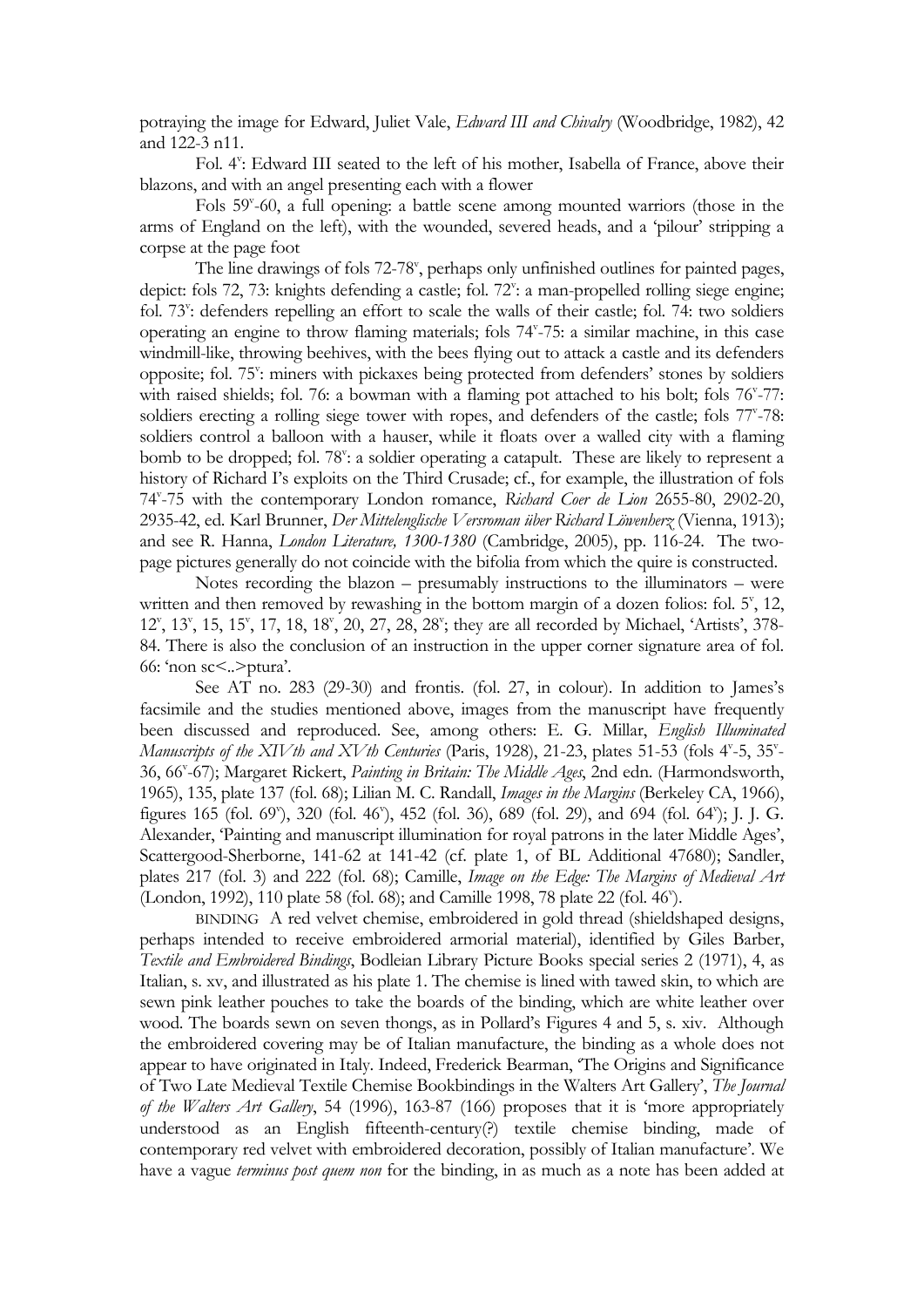potraying the image for Edward, Juliet Vale, *Edward III and Chivalry* (Woodbridge, 1982), 42 and 122-3 n11.

Fol. 4$^v$: Edward III seated to the left of his mother, Isabella of France, above their blazons, and with an angel presenting each with a flower

Fols 59$^v$-60, a full opening: a battle scene among mounted warriors (those in the arms of England on the left), with the wounded, severed heads, and a 'pilour' stripping a corpse at the page foot

The line drawings of fols 72-78$^v$, perhaps only unfinished outlines for painted pages, depict: fols 72, 73: knights defending a castle; fol. 72$^v$: a man-propelled rolling siege engine; fol. 73$^v$: defenders repelling an effort to scale the walls of their castle; fol. 74: two soldiers operating an engine to throw flaming materials; fols 74$^v$-75: a similar machine, in this case windmill-like, throwing beehives, with the bees flying out to attack a castle and its defenders opposite; fol. 75$^v$: miners with pickaxes being protected from defenders' stones by soldiers with raised shields; fol. 76: a bowman with a flaming pot attached to his bolt; fols 76$^v$-77: soldiers erecting a rolling siege tower with ropes, and defenders of the castle; fols 77$^v$-78: soldiers control a balloon with a hauser, while it floats over a walled city with a flaming bomb to be dropped; fol. 78$^v$: a soldier operating a catapult. These are likely to represent a history of Richard I's exploits on the Third Crusade; cf., for example, the illustration of fols 74$^v$-75 with the contemporary London romance, *Richard Coer de Lion* 2655-80, 2902-20, 2935-42, ed. Karl Brunner, *Der Mittelenglische Versroman über Richard Löwenherz* (Vienna, 1913); and see R. Hanna, *London Literature, 1300-1380* (Cambridge, 2005), pp. 116-24. The two-page pictures generally do not coincide with the bifolia from which the quire is constructed.

Notes recording the blazon – presumably instructions to the illuminators – were written and then removed by rewashing in the bottom margin of a dozen folios: fol. 5$^v$, 12, 12$^v$, 13$^v$, 15, 15$^v$, 17, 18, 18$^v$, 20, 27, 28, 28$^v$; they are all recorded by Michael, 'Artists', 378-84. There is also the conclusion of an instruction in the upper corner signature area of fol. 66: 'non sc<..>ptura'.

See AT no. 283 (29-30) and frontis. (fol. 27, in colour). In addition to James's facsimile and the studies mentioned above, images from the manuscript have frequently been discussed and reproduced. See, among others: E. G. Millar, *English Illuminated Manuscripts of the XIVth and XVth Centuries* (Paris, 1928), 21-23, plates 51-53 (fols 4$^v$-5, 35$^v$-36, 66$^v$-67); Margaret Rickert, *Painting in Britain: The Middle Ages*, 2nd edn. (Harmondsworth, 1965), 135, plate 137 (fol. 68); Lilian M. C. Randall, *Images in the Margins* (Berkeley CA, 1966), figures 165 (fol. 69$^v$), 320 (fol. 46$^v$), 452 (fol. 36), 689 (fol. 29), and 694 (fol. 64$^v$); J. J. G. Alexander, 'Painting and manuscript illumination for royal patrons in the later Middle Ages', Scattergood-Sherborne, 141-62 at 141-42 (cf. plate 1, of BL Additional 47680); Sandler, plates 217 (fol. 3) and 222 (fol. 68); Camille, *Image on the Edge: The Margins of Medieval Art* (London, 1992), 110 plate 58 (fol. 68); and Camille 1998, 78 plate 22 (fol. 46$^v$).

BINDING A red velvet chemise, embroidered in gold thread (shieldshaped designs, perhaps intended to receive embroidered armorial material), identified by Giles Barber, *Textile and Embroidered Bindings*, Bodleian Library Picture Books special series 2 (1971), 4, as Italian, s. xv, and illustrated as his plate 1. The chemise is lined with tawed skin, to which are sewn pink leather pouches to take the boards of the binding, which are white leather over wood. The boards sewn on seven thongs, as in Pollard's Figures 4 and 5, s. xiv. Although the embroidered covering may be of Italian manufacture, the binding as a whole does not appear to have originated in Italy. Indeed, Frederick Bearman, 'The Origins and Significance of Two Late Medieval Textile Chemise Bookbindings in the Walters Art Gallery', *The Journal of the Walters Art Gallery*, 54 (1996), 163-87 (166) proposes that it is 'more appropriately understood as an English fifteenth-century(?) textile chemise binding, made of contemporary red velvet with embroidered decoration, possibly of Italian manufacture'. We have a vague *terminus post quem non* for the binding, in as much as a note has been added at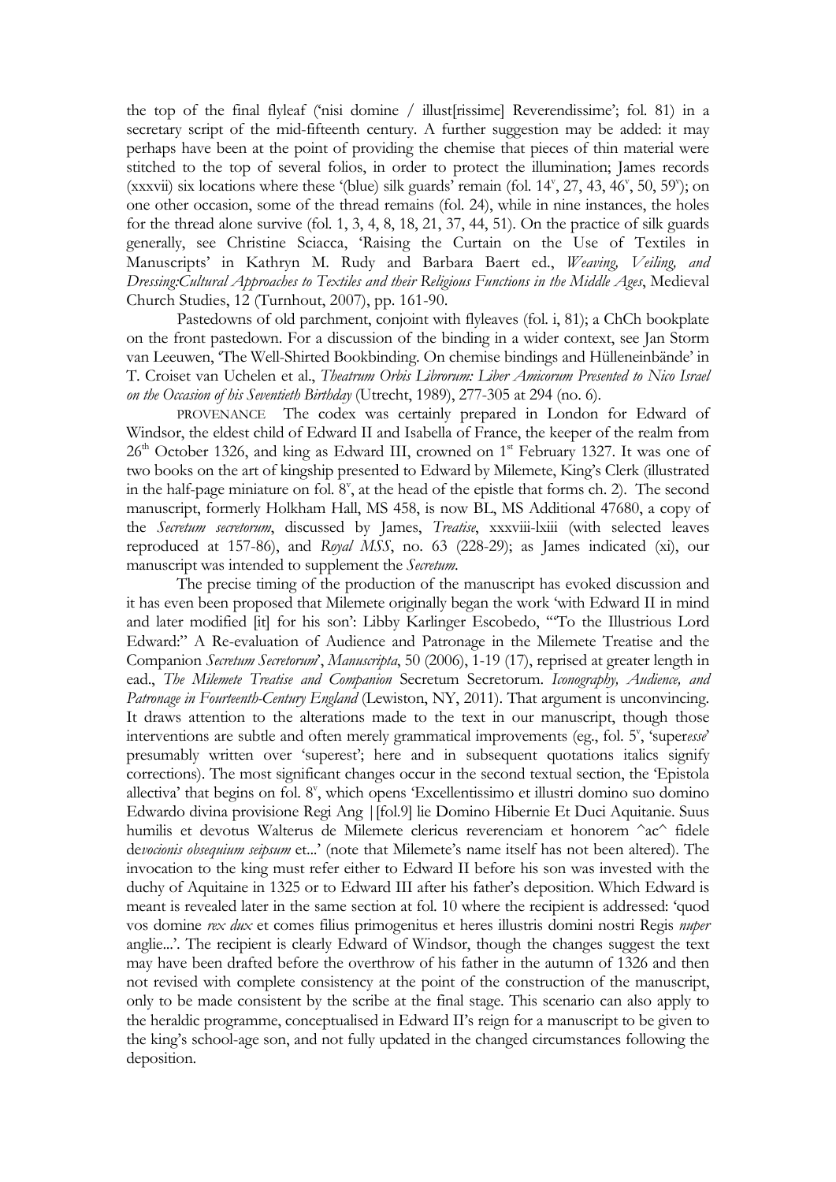the top of the final flyleaf ('nisi domine / illust[rissime] Reverendissime'; fol. 81) in a secretary script of the mid-fifteenth century. A further suggestion may be added: it may perhaps have been at the point of providing the chemise that pieces of thin material were stitched to the top of several folios, in order to protect the illumination; James records (xxxvii) six locations where these '(blue) silk guards' remain (fol. 14$^v$, 27, 43, 46$^v$, 50, 59$^v$); on one other occasion, some of the thread remains (fol. 24), while in nine instances, the holes for the thread alone survive (fol. 1, 3, 4, 8, 18, 21, 37, 44, 51). On the practice of silk guards generally, see Christine Sciacca, 'Raising the Curtain on the Use of Textiles in Manuscripts' in Kathryn M. Rudy and Barbara Baert ed., *Weaving, Veiling, and Dressing:Cultural Approaches to Textiles and their Religious Functions in the Middle Ages*, Medieval Church Studies, 12 (Turnhout, 2007), pp. 161-90.

Pastedowns of old parchment, conjoint with flyleaves (fol. i, 81); a ChCh bookplate on the front pastedown. For a discussion of the binding in a wider context, see Jan Storm van Leeuwen, 'The Well-Shirted Bookbinding. On chemise bindings and Hülleneinbände' in T. Croiset van Uchelen et al., *Theatrum Orbis Librorum: Liber Amicorum Presented to Nico Israel on the Occasion of his Seventieth Birthday* (Utrecht, 1989), 277-305 at 294 (no. 6).

PROVENANCE The codex was certainly prepared in London for Edward of Windsor, the eldest child of Edward II and Isabella of France, the keeper of the realm from 26$^{th}$ October 1326, and king as Edward III, crowned on 1$^{st}$ February 1327. It was one of two books on the art of kingship presented to Edward by Milemete, King's Clerk (illustrated in the half-page miniature on fol. 8$^v$, at the head of the epistle that forms ch. 2). The second manuscript, formerly Holkham Hall, MS 458, is now BL, MS Additional 47680, a copy of the *Secretum secretorum*, discussed by James, *Treatise*, xxxviii-lxiii (with selected leaves reproduced at 157-86), and *Royal MSS*, no. 63 (228-29); as James indicated (xi), our manuscript was intended to supplement the *Secretum*.

The precise timing of the production of the manuscript has evoked discussion and it has even been proposed that Milemete originally began the work 'with Edward II in mind and later modified [it] for his son': Libby Karlinger Escobedo, '"To the Illustrious Lord Edward:" A Re-evaluation of Audience and Patronage in the Milemete Treatise and the Companion *Secretum Secretorum*', *Manuscripta*, 50 (2006), 1-19 (17), reprised at greater length in ead., *The Milemete Treatise and Companion* Secretum Secretorum. *Iconography, Audience, and Patronage in Fourteenth-Century England* (Lewiston, NY, 2011). That argument is unconvincing. It draws attention to the alterations made to the text in our manuscript, though those interventions are subtle and often merely grammatical improvements (eg., fol. 5$^v$, 'super*esse*' presumably written over 'superest'; here and in subsequent quotations italics signify corrections). The most significant changes occur in the second textual section, the 'Epistola allectiva' that begins on fol. 8$^v$, which opens 'Excellentissimo et illustri domino suo domino Edwardo divina provisione Regi Ang ||[fol.9] lie Domino Hibernie Et Duci Aquitanie. Suus humilis et devotus Walterus de Milemete clericus reverenciam et honorem ^ac^ fidele de*vocionis obsequium seipsum* et...' (note that Milemete's name itself has not been altered). The invocation to the king must refer either to Edward II before his son was invested with the duchy of Aquitaine in 1325 or to Edward III after his father's deposition. Which Edward is meant is revealed later in the same section at fol. 10 where the recipient is addressed: 'quod vos domine *rex dux* et comes filius primogenitus et heres illustris domini nostri Regis *nuper* anglie...'. The recipient is clearly Edward of Windsor, though the changes suggest the text may have been drafted before the overthrow of his father in the autumn of 1326 and then not revised with complete consistency at the point of the construction of the manuscript, only to be made consistent by the scribe at the final stage. This scenario can also apply to the heraldic programme, conceptualised in Edward II's reign for a manuscript to be given to the king's school-age son, and not fully updated in the changed circumstances following the deposition.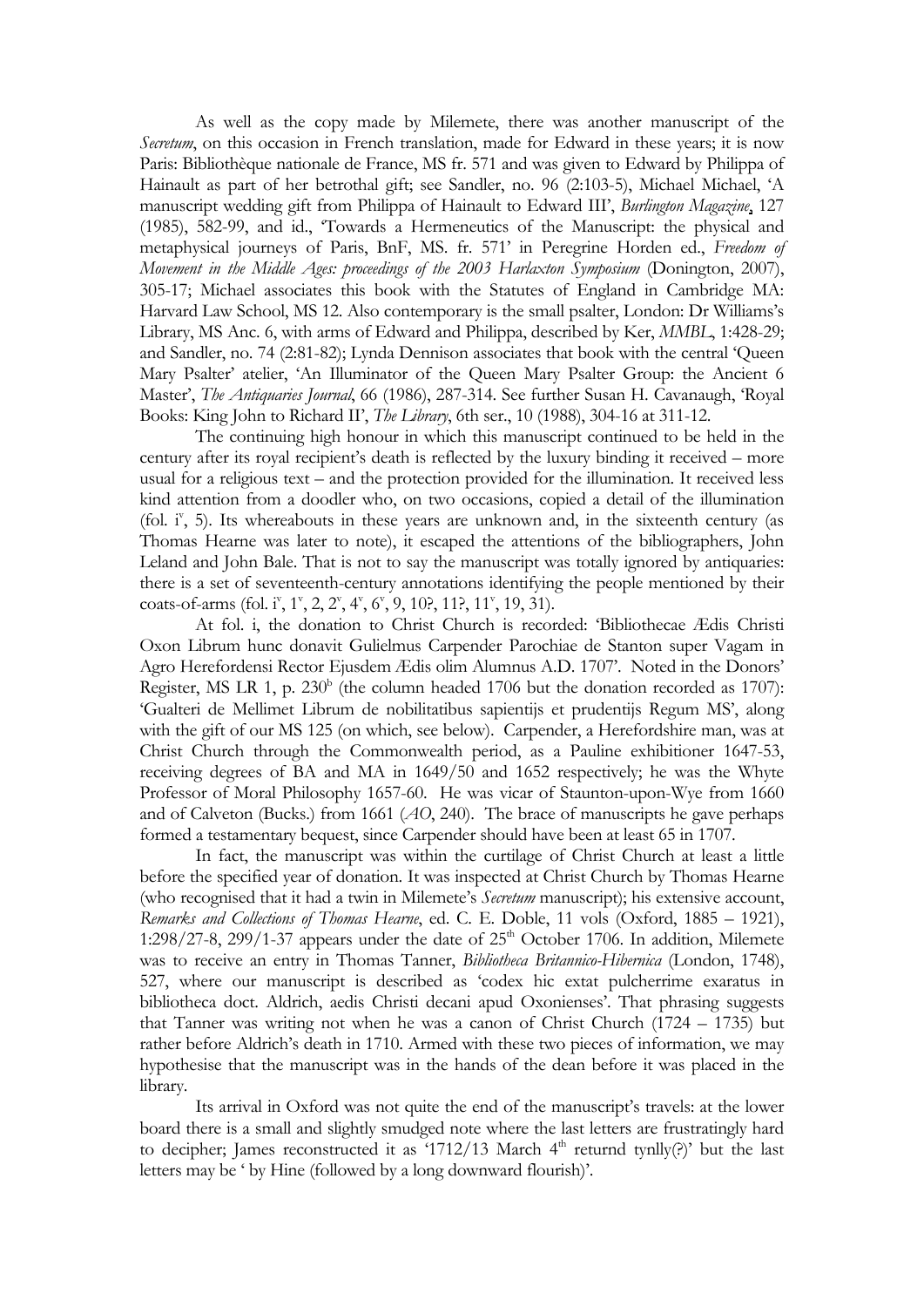As well as the copy made by Milemete, there was another manuscript of the *Secretum*, on this occasion in French translation, made for Edward in these years; it is now Paris: Bibliothèque nationale de France, MS fr. 571 and was given to Edward by Philippa of Hainault as part of her betrothal gift; see Sandler, no. 96 (2:103-5), Michael Michael, 'A manuscript wedding gift from Philippa of Hainault to Edward III', *Burlington Magazine*, 127 (1985), 582-99, and id., 'Towards a Hermeneutics of the Manuscript: the physical and metaphysical journeys of Paris, BnF, MS. fr. 571' in Peregrine Horden ed., *Freedom of Movement in the Middle Ages: proceedings of the 2003 Harlaxton Symposium* (Donington, 2007), 305-17; Michael associates this book with the Statutes of England in Cambridge MA: Harvard Law School, MS 12. Also contemporary is the small psalter, London: Dr Williams's Library, MS Anc. 6, with arms of Edward and Philippa, described by Ker, *MMBL*, 1:428-29; and Sandler, no. 74 (2:81-82); Lynda Dennison associates that book with the central 'Queen Mary Psalter' atelier, 'An Illuminator of the Queen Mary Psalter Group: the Ancient 6 Master', *The Antiquaries Journal*, 66 (1986), 287-314. See further Susan H. Cavanaugh, 'Royal Books: King John to Richard II', *The Library*, 6th ser., 10 (1988), 304-16 at 311-12.

The continuing high honour in which this manuscript continued to be held in the century after its royal recipient's death is reflected by the luxury binding it received – more usual for a religious text – and the protection provided for the illumination. It received less kind attention from a doodler who, on two occasions, copied a detail of the illumination (fol. i^v, 5). Its whereabouts in these years are unknown and, in the sixteenth century (as Thomas Hearne was later to note), it escaped the attentions of the bibliographers, John Leland and John Bale. That is not to say the manuscript was totally ignored by antiquaries: there is a set of seventeenth-century annotations identifying the people mentioned by their coats-of-arms (fol. i^v, 1^v, 2, 2^v, 4^v, 6^v, 9, 10?, 11?, 11^v, 19, 31).

At fol. i, the donation to Christ Church is recorded: 'Bibliothecae Ædis Christi Oxon Librum hunc donavit Gulielmus Carpender Parochiae de Stanton super Vagam in Agro Herefordensi Rector Ejusdem Ædis olim Alumnus A.D. 1707'. Noted in the Donors' Register, MS LR 1, p. 230^b (the column headed 1706 but the donation recorded as 1707): 'Gualteri de Mellimet Librum de nobilitatibus sapientijs et prudentijs Regum MS', along with the gift of our MS 125 (on which, see below). Carpender, a Herefordshire man, was at Christ Church through the Commonwealth period, as a Pauline exhibitioner 1647-53, receiving degrees of BA and MA in 1649/50 and 1652 respectively; he was the Whyte Professor of Moral Philosophy 1657-60. He was vicar of Staunton-upon-Wye from 1660 and of Calveton (Bucks.) from 1661 (*AO*, 240). The brace of manuscripts he gave perhaps formed a testamentary bequest, since Carpender should have been at least 65 in 1707.

In fact, the manuscript was within the curtilage of Christ Church at least a little before the specified year of donation. It was inspected at Christ Church by Thomas Hearne (who recognised that it had a twin in Milemete's *Secretum* manuscript); his extensive account, *Remarks and Collections of Thomas Hearne*, ed. C. E. Doble, 11 vols (Oxford, 1885 – 1921), 1:298/27-8, 299/1-37 appears under the date of 25th October 1706. In addition, Milemete was to receive an entry in Thomas Tanner, *Bibliotheca Britannico-Hibernica* (London, 1748), 527, where our manuscript is described as 'codex hic extat pulcherrime exaratus in bibliotheca doct. Aldrich, aedis Christi decani apud Oxonienses'. That phrasing suggests that Tanner was writing not when he was a canon of Christ Church (1724 – 1735) but rather before Aldrich's death in 1710. Armed with these two pieces of information, we may hypothesise that the manuscript was in the hands of the dean before it was placed in the library.

Its arrival in Oxford was not quite the end of the manuscript's travels: at the lower board there is a small and slightly smudged note where the last letters are frustratingly hard to decipher; James reconstructed it as '1712/13 March 4th returnd tynlly(?)' but the last letters may be ' by Hine (followed by a long downward flourish)'.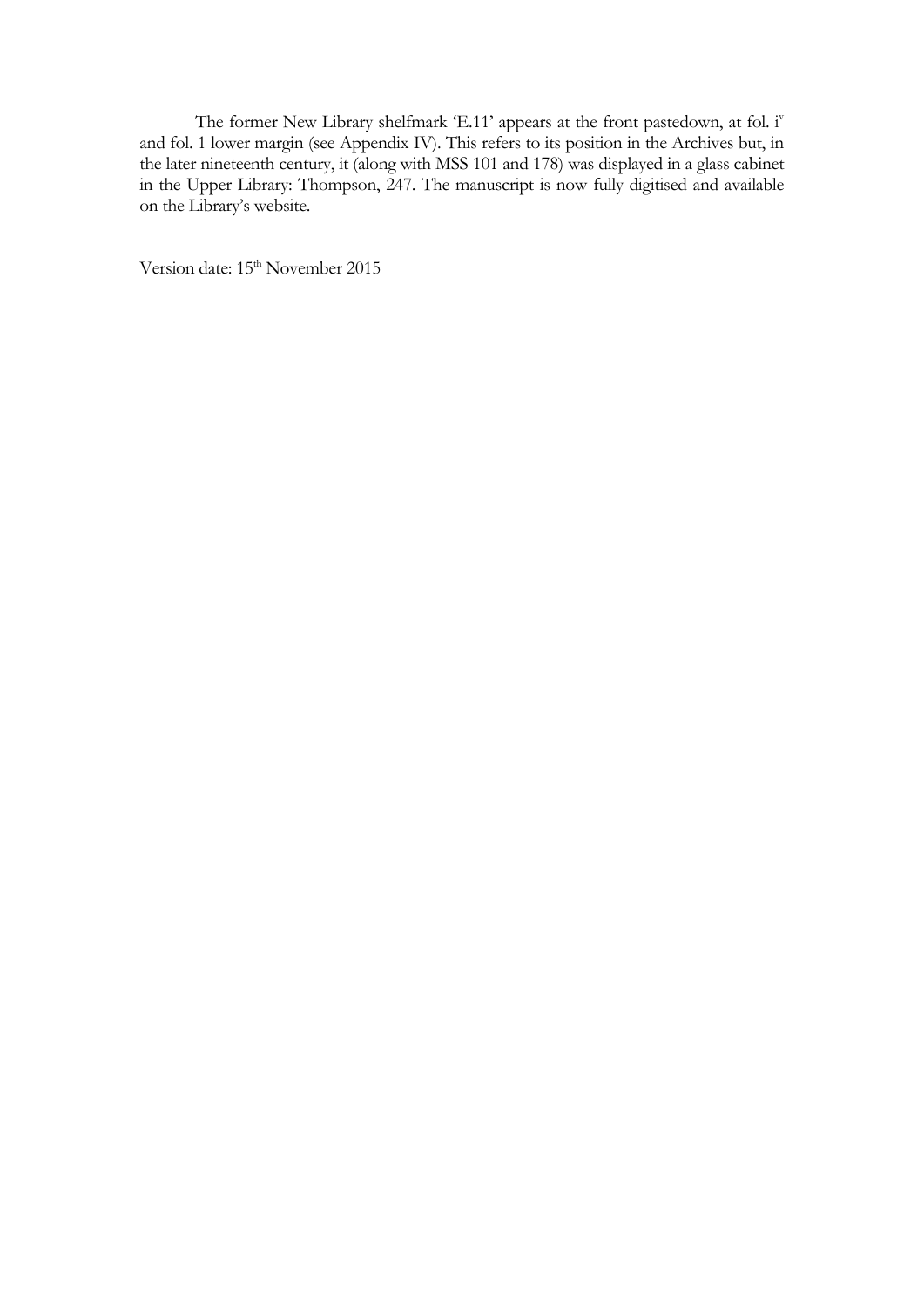The former New Library shelfmark 'E.11' appears at the front pastedown, at fol. i$^v$ and fol. 1 lower margin (see Appendix IV). This refers to its position in the Archives but, in the later nineteenth century, it (along with MSS 101 and 178) was displayed in a glass cabinet in the Upper Library: Thompson, 247. The manuscript is now fully digitised and available on the Library's website.

Version date: 15$^{th}$ November 2015